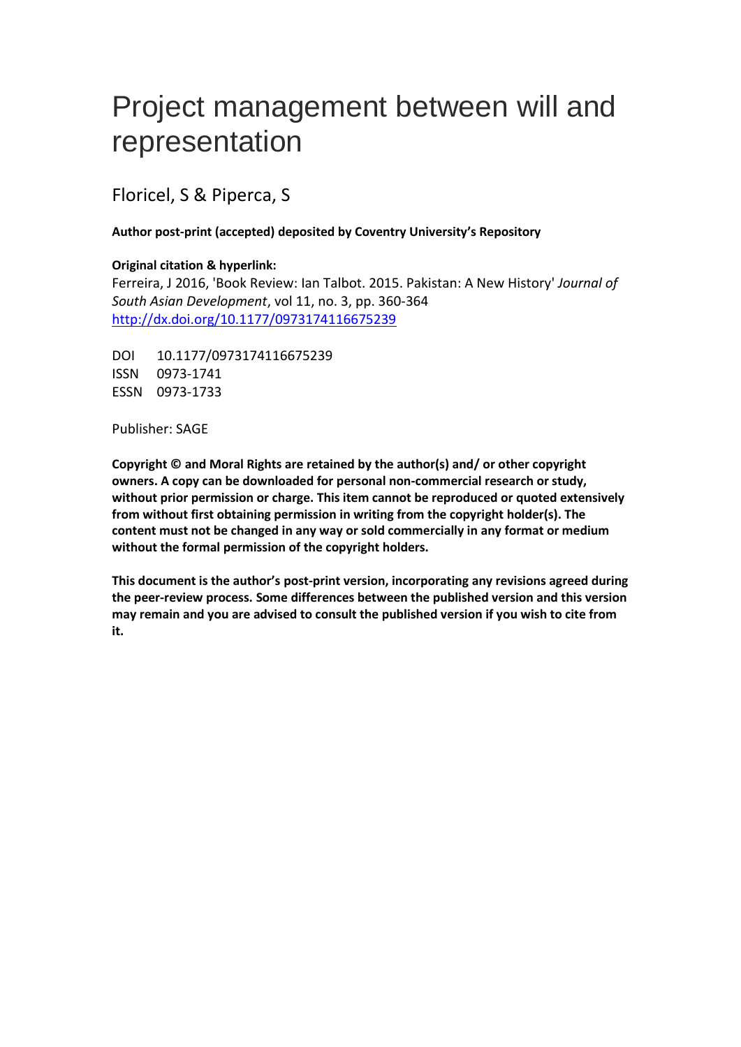# Project management between will and representation

Floricel, S & Piperca, S

**Author post-print (accepted) deposited by Coventry University's Repository**

**Original citation & hyperlink:**

Ferreira, J 2016, 'Book Review: Ian Talbot. 2015. Pakistan: A New History' *Journal of South Asian Development*, vol 11, no. 3, pp. 360-364
http://dx.doi.org/10.1177/0973174116675239

DOI 10.1177/0973174116675239
ISSN 0973-1741
ESSN 0973-1733

Publisher: SAGE

**Copyright © and Moral Rights are retained by the author(s) and/ or other copyright owners. A copy can be downloaded for personal non-commercial research or study, without prior permission or charge. This item cannot be reproduced or quoted extensively from without first obtaining permission in writing from the copyright holder(s). The content must not be changed in any way or sold commercially in any format or medium without the formal permission of the copyright holders.**

**This document is the author's post-print version, incorporating any revisions agreed during the peer-review process. Some differences between the published version and this version may remain and you are advised to consult the published version if you wish to cite from it.**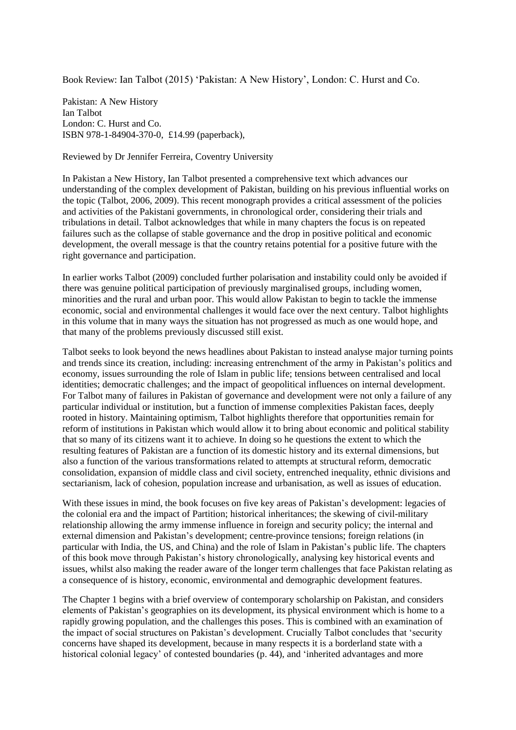Book Review: Ian Talbot (2015) 'Pakistan: A New History', London: C. Hurst and Co.

Pakistan: A New History
Ian Talbot
London: C. Hurst and Co.
ISBN 978-1-84904-370-0, £14.99 (paperback),

Reviewed by Dr Jennifer Ferreira, Coventry University

In Pakistan a New History, Ian Talbot presented a comprehensive text which advances our understanding of the complex development of Pakistan, building on his previous influential works on the topic (Talbot, 2006, 2009). This recent monograph provides a critical assessment of the policies and activities of the Pakistani governments, in chronological order, considering their trials and tribulations in detail. Talbot acknowledges that while in many chapters the focus is on repeated failures such as the collapse of stable governance and the drop in positive political and economic development, the overall message is that the country retains potential for a positive future with the right governance and participation.

In earlier works Talbot (2009) concluded further polarisation and instability could only be avoided if there was genuine political participation of previously marginalised groups, including women, minorities and the rural and urban poor. This would allow Pakistan to begin to tackle the immense economic, social and environmental challenges it would face over the next century. Talbot highlights in this volume that in many ways the situation has not progressed as much as one would hope, and that many of the problems previously discussed still exist.

Talbot seeks to look beyond the news headlines about Pakistan to instead analyse major turning points and trends since its creation, including: increasing entrenchment of the army in Pakistan's politics and economy, issues surrounding the role of Islam in public life; tensions between centralised and local identities; democratic challenges; and the impact of geopolitical influences on internal development. For Talbot many of failures in Pakistan of governance and development were not only a failure of any particular individual or institution, but a function of immense complexities Pakistan faces, deeply rooted in history. Maintaining optimism, Talbot highlights therefore that opportunities remain for reform of institutions in Pakistan which would allow it to bring about economic and political stability that so many of its citizens want it to achieve. In doing so he questions the extent to which the resulting features of Pakistan are a function of its domestic history and its external dimensions, but also a function of the various transformations related to attempts at structural reform, democratic consolidation, expansion of middle class and civil society, entrenched inequality, ethnic divisions and sectarianism, lack of cohesion, population increase and urbanisation, as well as issues of education.

With these issues in mind, the book focuses on five key areas of Pakistan's development: legacies of the colonial era and the impact of Partition; historical inheritances; the skewing of civil-military relationship allowing the army immense influence in foreign and security policy; the internal and external dimension and Pakistan's development; centre-province tensions; foreign relations (in particular with India, the US, and China) and the role of Islam in Pakistan's public life. The chapters of this book move through Pakistan's history chronologically, analysing key historical events and issues, whilst also making the reader aware of the longer term challenges that face Pakistan relating as a consequence of is history, economic, environmental and demographic development features.

The Chapter 1 begins with a brief overview of contemporary scholarship on Pakistan, and considers elements of Pakistan's geographies on its development, its physical environment which is home to a rapidly growing population, and the challenges this poses. This is combined with an examination of the impact of social structures on Pakistan's development. Crucially Talbot concludes that 'security concerns have shaped its development, because in many respects it is a borderland state with a historical colonial legacy' of contested boundaries (p. 44), and 'inherited advantages and more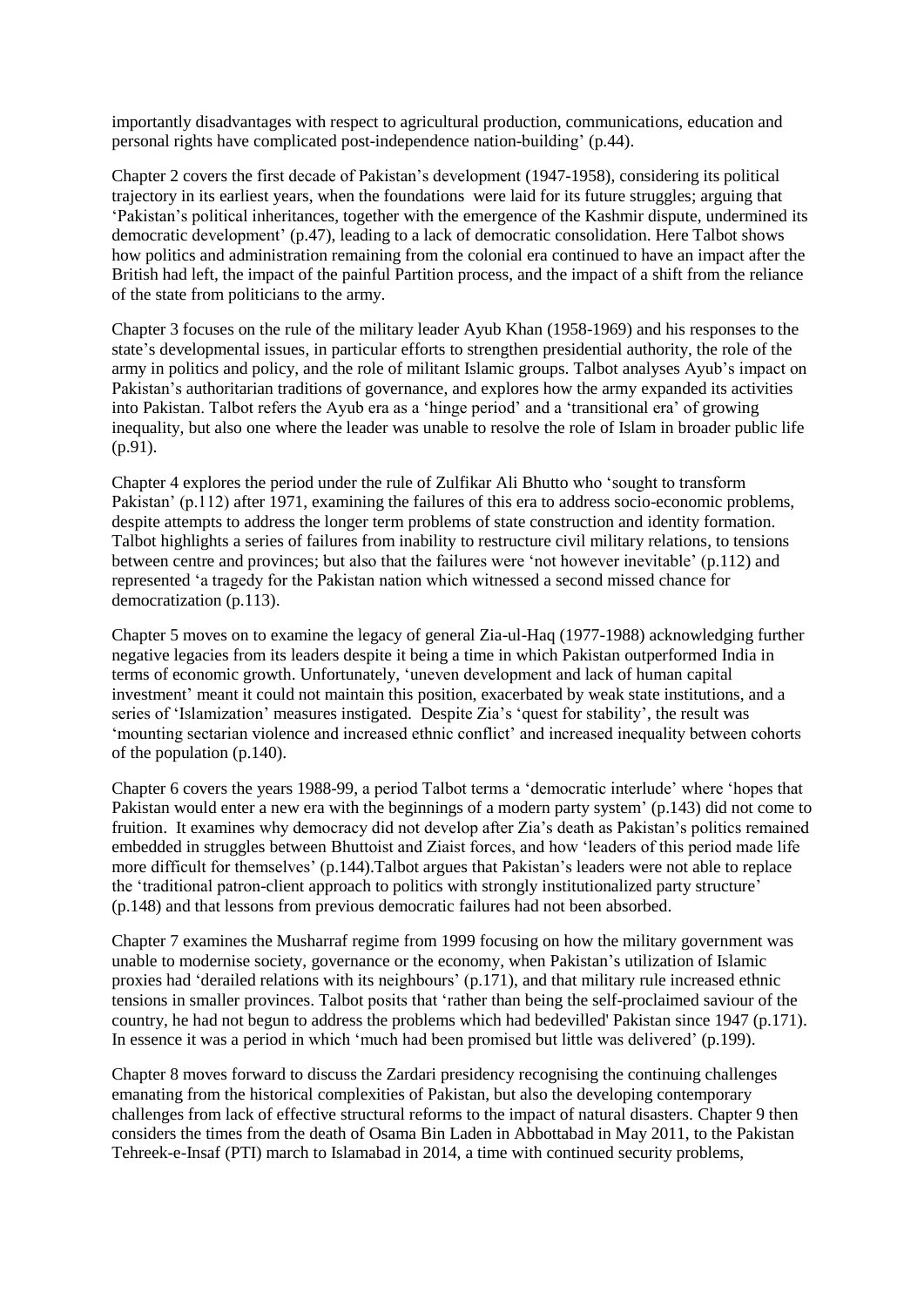importantly disadvantages with respect to agricultural production, communications, education and personal rights have complicated post-independence nation-building' (p.44).

Chapter 2 covers the first decade of Pakistan's development (1947-1958), considering its political trajectory in its earliest years, when the foundations were laid for its future struggles; arguing that 'Pakistan's political inheritances, together with the emergence of the Kashmir dispute, undermined its democratic development' (p.47), leading to a lack of democratic consolidation. Here Talbot shows how politics and administration remaining from the colonial era continued to have an impact after the British had left, the impact of the painful Partition process, and the impact of a shift from the reliance of the state from politicians to the army.

Chapter 3 focuses on the rule of the military leader Ayub Khan (1958-1969) and his responses to the state's developmental issues, in particular efforts to strengthen presidential authority, the role of the army in politics and policy, and the role of militant Islamic groups. Talbot analyses Ayub's impact on Pakistan's authoritarian traditions of governance, and explores how the army expanded its activities into Pakistan. Talbot refers the Ayub era as a 'hinge period' and a 'transitional era' of growing inequality, but also one where the leader was unable to resolve the role of Islam in broader public life (p.91).

Chapter 4 explores the period under the rule of Zulfikar Ali Bhutto who 'sought to transform Pakistan' (p.112) after 1971, examining the failures of this era to address socio-economic problems, despite attempts to address the longer term problems of state construction and identity formation. Talbot highlights a series of failures from inability to restructure civil military relations, to tensions between centre and provinces; but also that the failures were 'not however inevitable' (p.112) and represented 'a tragedy for the Pakistan nation which witnessed a second missed chance for democratization (p.113).

Chapter 5 moves on to examine the legacy of general Zia-ul-Haq (1977-1988) acknowledging further negative legacies from its leaders despite it being a time in which Pakistan outperformed India in terms of economic growth. Unfortunately, 'uneven development and lack of human capital investment' meant it could not maintain this position, exacerbated by weak state institutions, and a series of 'Islamization' measures instigated. Despite Zia's 'quest for stability', the result was 'mounting sectarian violence and increased ethnic conflict' and increased inequality between cohorts of the population (p.140).

Chapter 6 covers the years 1988-99, a period Talbot terms a 'democratic interlude' where 'hopes that Pakistan would enter a new era with the beginnings of a modern party system' (p.143) did not come to fruition. It examines why democracy did not develop after Zia's death as Pakistan's politics remained embedded in struggles between Bhuttoist and Ziaist forces, and how 'leaders of this period made life more difficult for themselves' (p.144).Talbot argues that Pakistan's leaders were not able to replace the 'traditional patron-client approach to politics with strongly institutionalized party structure' (p.148) and that lessons from previous democratic failures had not been absorbed.

Chapter 7 examines the Musharraf regime from 1999 focusing on how the military government was unable to modernise society, governance or the economy, when Pakistan's utilization of Islamic proxies had 'derailed relations with its neighbours' (p.171), and that military rule increased ethnic tensions in smaller provinces. Talbot posits that 'rather than being the self-proclaimed saviour of the country, he had not begun to address the problems which had bedevilled' Pakistan since 1947 (p.171). In essence it was a period in which 'much had been promised but little was delivered' (p.199).

Chapter 8 moves forward to discuss the Zardari presidency recognising the continuing challenges emanating from the historical complexities of Pakistan, but also the developing contemporary challenges from lack of effective structural reforms to the impact of natural disasters. Chapter 9 then considers the times from the death of Osama Bin Laden in Abbottabad in May 2011, to the Pakistan Tehreek-e-Insaf (PTI) march to Islamabad in 2014, a time with continued security problems,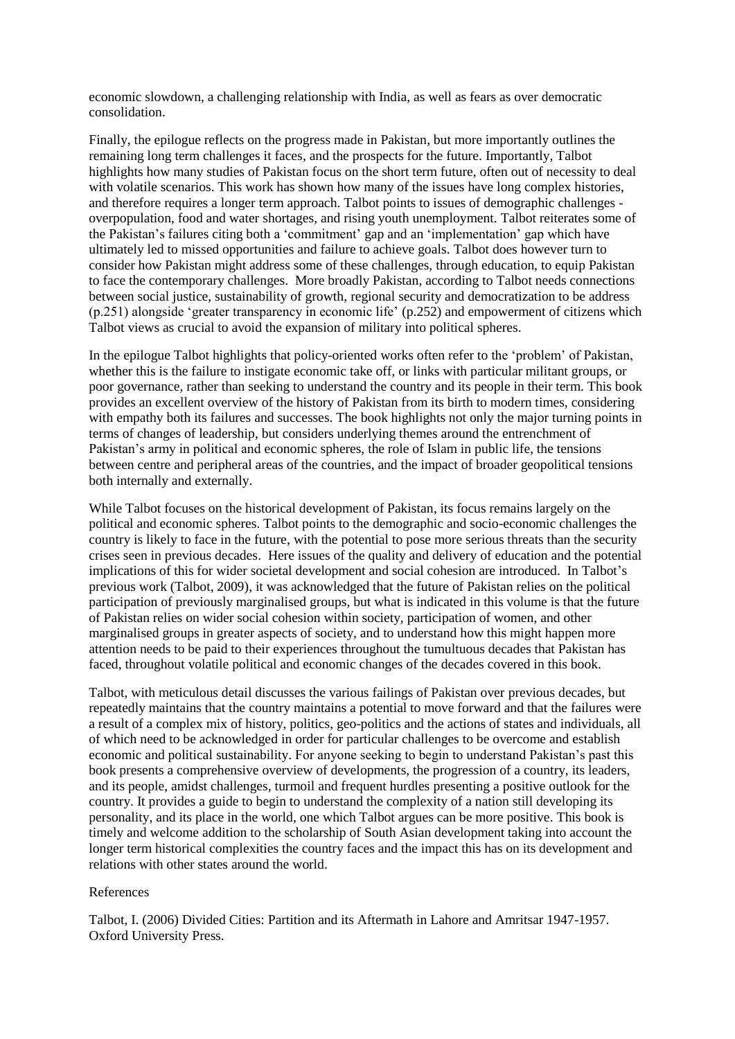economic slowdown, a challenging relationship with India, as well as fears as over democratic consolidation.

Finally, the epilogue reflects on the progress made in Pakistan, but more importantly outlines the remaining long term challenges it faces, and the prospects for the future. Importantly, Talbot highlights how many studies of Pakistan focus on the short term future, often out of necessity to deal with volatile scenarios. This work has shown how many of the issues have long complex histories, and therefore requires a longer term approach. Talbot points to issues of demographic challenges - overpopulation, food and water shortages, and rising youth unemployment. Talbot reiterates some of the Pakistan's failures citing both a 'commitment' gap and an 'implementation' gap which have ultimately led to missed opportunities and failure to achieve goals. Talbot does however turn to consider how Pakistan might address some of these challenges, through education, to equip Pakistan to face the contemporary challenges. More broadly Pakistan, according to Talbot needs connections between social justice, sustainability of growth, regional security and democratization to be address (p.251) alongside 'greater transparency in economic life' (p.252) and empowerment of citizens which Talbot views as crucial to avoid the expansion of military into political spheres.

In the epilogue Talbot highlights that policy-oriented works often refer to the 'problem' of Pakistan, whether this is the failure to instigate economic take off, or links with particular militant groups, or poor governance, rather than seeking to understand the country and its people in their term. This book provides an excellent overview of the history of Pakistan from its birth to modern times, considering with empathy both its failures and successes. The book highlights not only the major turning points in terms of changes of leadership, but considers underlying themes around the entrenchment of Pakistan's army in political and economic spheres, the role of Islam in public life, the tensions between centre and peripheral areas of the countries, and the impact of broader geopolitical tensions both internally and externally.

While Talbot focuses on the historical development of Pakistan, its focus remains largely on the political and economic spheres. Talbot points to the demographic and socio-economic challenges the country is likely to face in the future, with the potential to pose more serious threats than the security crises seen in previous decades. Here issues of the quality and delivery of education and the potential implications of this for wider societal development and social cohesion are introduced. In Talbot's previous work (Talbot, 2009), it was acknowledged that the future of Pakistan relies on the political participation of previously marginalised groups, but what is indicated in this volume is that the future of Pakistan relies on wider social cohesion within society, participation of women, and other marginalised groups in greater aspects of society, and to understand how this might happen more attention needs to be paid to their experiences throughout the tumultuous decades that Pakistan has faced, throughout volatile political and economic changes of the decades covered in this book.

Talbot, with meticulous detail discusses the various failings of Pakistan over previous decades, but repeatedly maintains that the country maintains a potential to move forward and that the failures were a result of a complex mix of history, politics, geo-politics and the actions of states and individuals, all of which need to be acknowledged in order for particular challenges to be overcome and establish economic and political sustainability. For anyone seeking to begin to understand Pakistan's past this book presents a comprehensive overview of developments, the progression of a country, its leaders, and its people, amidst challenges, turmoil and frequent hurdles presenting a positive outlook for the country. It provides a guide to begin to understand the complexity of a nation still developing its personality, and its place in the world, one which Talbot argues can be more positive. This book is timely and welcome addition to the scholarship of South Asian development taking into account the longer term historical complexities the country faces and the impact this has on its development and relations with other states around the world.

References

Talbot, I. (2006) Divided Cities: Partition and its Aftermath in Lahore and Amritsar 1947-1957. Oxford University Press.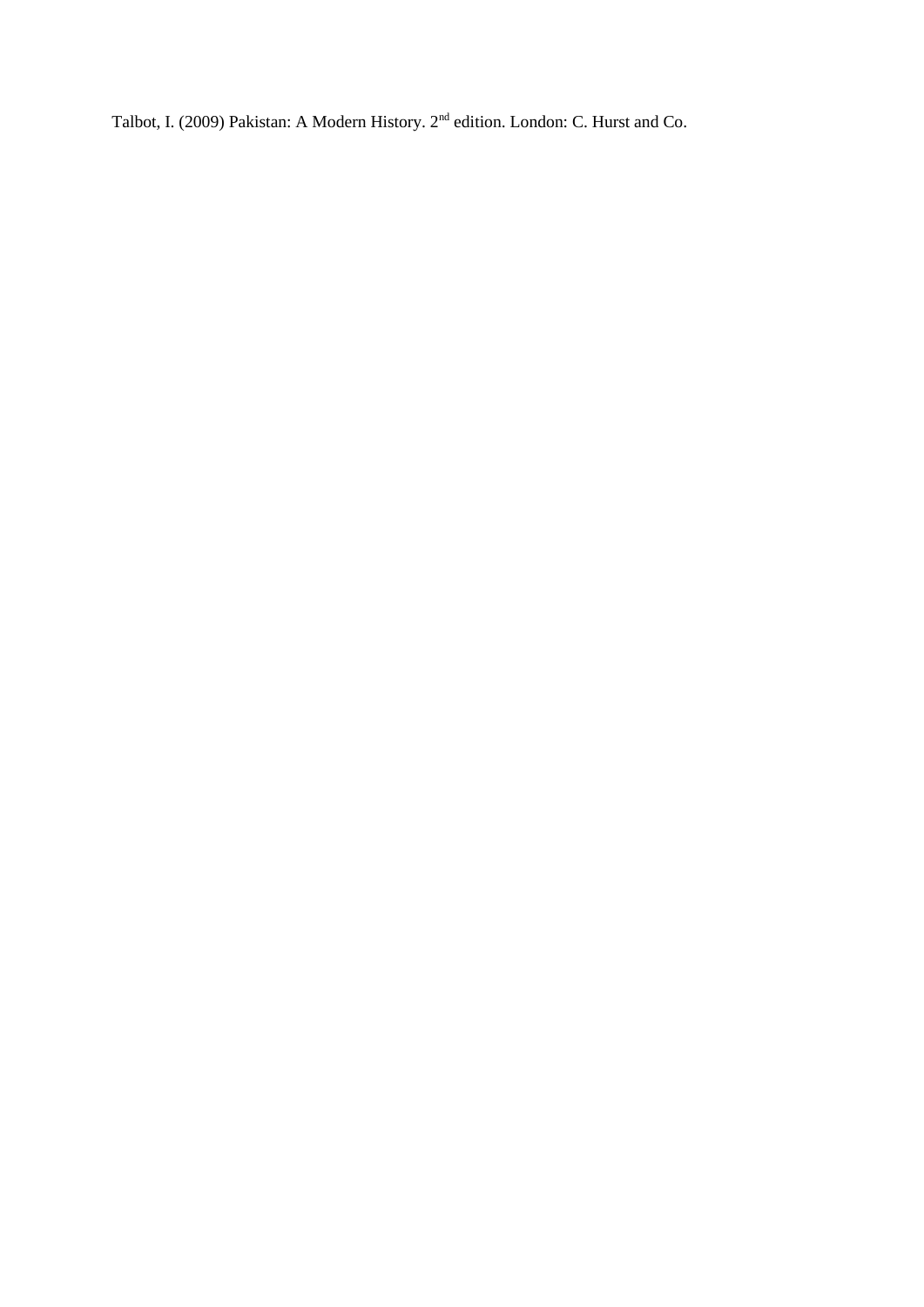Talbot, I. (2009) Pakistan: A Modern History. 2nd edition. London: C. Hurst and Co.